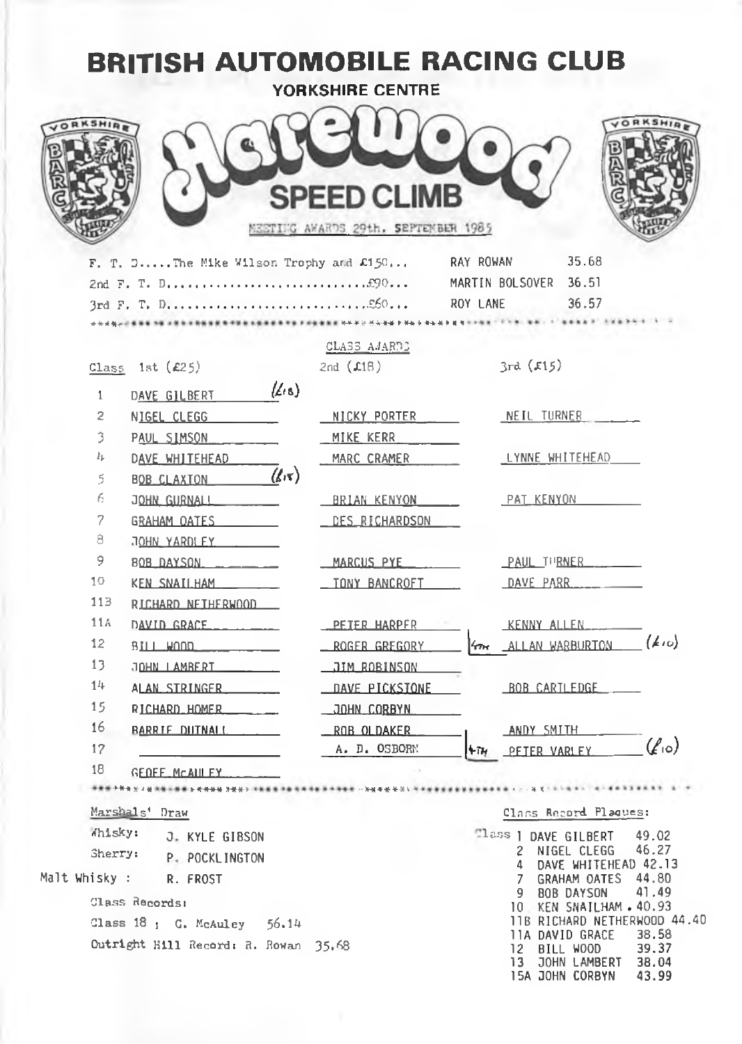# BRITISH AUTOMOBILE RACING CLUB

## YORKSHIRE CENTRE

# Harewood SPEED CLIMB

MEETING AWARDS 29th. SEPTEMBER 1985

| | | |
|---|---|---|
| F. T. D.....The Mike Wilson Trophy and £150... | RAY ROWAN | 35.68 |
| 2nd F. T. D..............................£90... | MARTIN BOLSOVER | 36.51 |
| 3rd F. T. D..............................£60... | ROY LANE | 36.57 |

CLASS AWARDS

| Class | 1st (£25) | 2nd (£18) | 3rd (£15) |
|---|---|---|---|
| 1 | DAVE GILBERT (£18) | | |
| 2 | NIGEL CLEGG | NICKY PORTER | NEIL TURNER |
| 3 | PAUL SIMSON | MIKE KERR | |
| 4 | DAVE WHITEHEAD | MARC CRAMER | LYNNE WHITEHEAD |
| 5 | BOB CLAXTON (£15) | | |
| 6 | JOHN GURNALL | BRIAN KENYON | PAT KENYON |
| 7 | GRAHAM OATES | DES RICHARDSON | |
| 8 | JOHN YARDLEY | | |
| 9 | BOB DAYSON | MARCUS PYE | PAUL TURNER |
| 10 | KEN SNAILHAM | TONY BANCROFT | DAVE PARR |
| 11B | RICHARD NETHERWOOD | | |
| 11A | DAVID GRACE | PETER HARPER | KENNY ALLEN |
| 12 | BILL WOOD | ROGER GREGORY | 4TH ALLAN WARBURTON (£10) |
| 13 | JOHN LAMBERT | JIM ROBINSON | |
| 14 | ALAN STRINGER | DAVE PICKSTONE | BOB CARTLEDGE |
| 15 | RICHARD HOMER | JOHN CORBYN | |
| 16 | BARRIE DUTNALL | ROB OLDAKER | ANDY SMITH |
| 17 | | A. D. OSBORN | 4TH PETER VARLEY (£10) |
| 18 | GEOFF McAULEY | | |

Marshals' Draw

Whisky: J. KYLE GIBSON
Sherry: P. POCKLINGTON
Malt Whisky : R. FROST

Class Records:

Class 18 ; G. McAuley 56.14

Outright Hill Record: R. Rowan 35.68

Class Record Plaques:

| Class | Name | Time |
|---|---|---|
| 1 | DAVE GILBERT | 49.02 |
| 2 | NIGEL CLEGG | 46.27 |
| 4 | DAVE WHITEHEAD | 42.13 |
| 7 | GRAHAM OATES | 44.80 |
| 9 | BOB DAYSON | 41.49 |
| 10 | KEN SNAILHAM | 40.93 |
| 11B | RICHARD NETHERWOOD | 44.40 |
| 11A | DAVID GRACE | 38.58 |
| 12 | BILL WOOD | 39.37 |
| 13 | JOHN LAMBERT | 38.04 |
| 15A | JOHN CORBYN | 43.99 |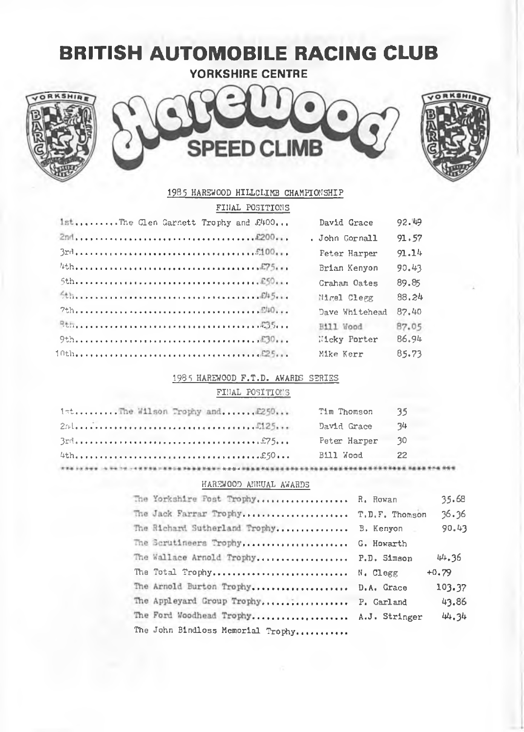# BRITISH AUTOMOBILE RACING CLUB

## YORKSHIRE CENTRE

## Harewood SPEED CLIMB

### 1985 HAREWOOD HILLCLIMB CHAMPIONSHIP

FINAL POSITIONS

| Position | Award | Driver | Points |
|---|---|---|---|
| 1st | The Glen Garnett Trophy and £400 | David Grace | 92.49 |
| 2nd | £200 | John Gornall | 91.57 |
| 3rd | £100 | Peter Harper | 91.14 |
| 4th | £75 | Brian Kenyon | 90.43 |
| 5th | £50 | Graham Oates | 89.85 |
| 6th | £45 | Nigel Clegg | 88.24 |
| 7th | £40 | Dave Whitehead | 87.40 |
| 8th | £35 | Bill Wood | 87.05 |
| 9th | £30 | Nicky Porter | 86.94 |
| 10th | £25 | Mike Kerr | 85.73 |

### 1985 HAREWOOD F.T.D. AWARDS SERIES

FINAL POSITIONS

| Position | Award | Driver | Points |
|---|---|---|---|
| 1st | The Wilson Trophy and £250 | Tim Thomson | 35 |
| 2nd | £125 | David Grace | 34 |
| 3rd | £75 | Peter Harper | 30 |
| 4th | £50 | Bill Wood | 22 |

### HAREWOOD ANNUAL AWARDS

| Trophy | Winner | |
|---|---|---|
| The Yorkshire Post Trophy | R. Rowan | 35.68 |
| The Jack Farrar Trophy | T.D.F. Thomson | 36.36 |
| The Richard Sutherland Trophy | B. Kenyon | 90.43 |
| The Scrutineers Trophy | G. Howarth | |
| The Wallace Arnold Trophy | P.D. Simson | 44.36 |
| The Total Trophy | N. Clegg | +0.79 |
| The Arnold Burton Trophy | D.A. Grace | 103.37 |
| The Appleyard Group Trophy | P. Garland | 43.86 |
| The Ford Woodhead Trophy | A.J. Stringer | 44.34 |
| The John Bindloss Memorial Trophy | | |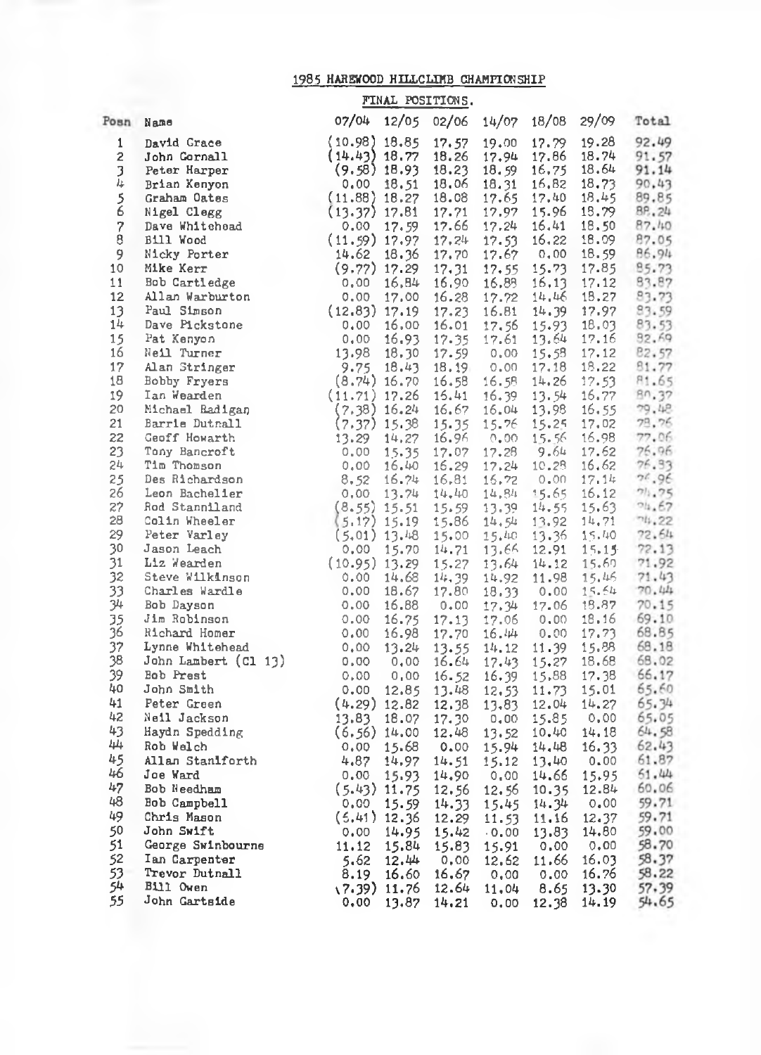# 1985 HAREWOOD HILLCLIMB CHAMPIONSHIP

## FINAL POSITIONS.

| Posn | Name | 07/04 | 12/05 | 02/06 | 14/07 | 18/08 | 29/09 | Total |
|---|---|---|---|---|---|---|---|---|
| 1 | David Grace | (10.98) | 18.85 | 17.57 | 19.00 | 17.79 | 19.28 | 92.49 |
| 2 | John Cornall | (14.43) | 18.77 | 18.26 | 17.94 | 17.86 | 18.74 | 91.57 |
| 3 | Peter Harper | (9.58) | 18.93 | 18.23 | 18.59 | 16.75 | 18.64 | 91.14 |
| 4 | Brian Kenyon | 0.00 | 18.51 | 18.06 | 18.31 | 16.82 | 18.73 | 90.43 |
| 5 | Graham Oates | (11.88) | 18.27 | 18.08 | 17.65 | 17.40 | 18.45 | 89.85 |
| 6 | Nigel Clegg | (13.37) | 17.81 | 17.71 | 17.97 | 15.96 | 18.79 | 88.24 |
| 7 | Dave Whitehead | 0.00 | 17.59 | 17.66 | 17.24 | 16.41 | 18.50 | 87.40 |
| 8 | Bill Wood | (11.59) | 17.97 | 17.24 | 17.53 | 16.22 | 18.09 | 87.05 |
| 9 | Nicky Porter | 14.62 | 18.36 | 17.70 | 17.67 | 0.00 | 18.59 | 86.94 |
| 10 | Mike Kerr | (9.77) | 17.29 | 17.31 | 17.55 | 15.73 | 17.85 | 85.73 |
| 11 | Bob Cartledge | 0.00 | 16.84 | 16.90 | 16.88 | 16.13 | 17.12 | 83.87 |
| 12 | Allan Warburton | 0.00 | 17.00 | 16.28 | 17.72 | 14.46 | 18.27 | 83.73 |
| 13 | Paul Simson | (12.83) | 17.19 | 17.23 | 16.81 | 14.39 | 17.97 | 83.59 |
| 14 | Dave Pickstone | 0.00 | 16.00 | 16.01 | 17.56 | 15.93 | 18.03 | 83.53 |
| 15 | Pat Kenyon | 0.00 | 16.93 | 17.35 | 17.61 | 13.64 | 17.16 | 82.69 |
| 16 | Neil Turner | 13.98 | 18.30 | 17.59 | 0.00 | 15.58 | 17.12 | 82.57 |
| 17 | Alan Stringer | 9.75 | 18.43 | 18.19 | 0.00 | 17.18 | 18.22 | 81.77 |
| 18 | Bobby Fryers | (8.74) | 16.70 | 16.58 | 16.58 | 14.26 | 17.53 | 81.65 |
| 19 | Ian Wearden | (11.71) | 17.26 | 16.41 | 16.39 | 13.54 | 16.77 | 80.37 |
| 20 | Michael Radigan | (7.38) | 16.24 | 16.67 | 16.04 | 13.98 | 16.55 | 79.48 |
| 21 | Barrie Dutnall | (7.37) | 15.38 | 15.35 | 15.76 | 15.25 | 17.02 | 78.76 |
| 22 | Geoff Howarth | 13.29 | 14.27 | 16.96 | 0.00 | 15.56 | 16.98 | 77.06 |
| 23 | Tony Bancroft | 0.00 | 15.35 | 17.07 | 17.28 | 9.64 | 17.62 | 76.96 |
| 24 | Tim Thomson | 0.00 | 16.40 | 16.29 | 17.24 | 10.28 | 16.62 | 76.83 |
| 25 | Des Richardson | 8.52 | 16.74 | 16.81 | 16.72 | 0.00 | 17.14 | 75.96 |
| 26 | Leon Bachelier | 0.00 | 13.74 | 14.40 | 14.84 | 15.65 | 16.12 | 74.75 |
| 27 | Rod Stanniland | (8.55) | 15.51 | 15.59 | 13.39 | 14.55 | 15.63 | 74.67 |
| 28 | Colin Wheeler | (5.17) | 15.19 | 15.86 | 14.54 | 13.92 | 14.71 | 74.22 |
| 29 | Peter Varley | (5.01) | 13.48 | 15.00 | 15.40 | 13.36 | 15.40 | 72.64 |
| 30 | Jason Leach | 0.00 | 15.70 | 14.71 | 13.66 | 12.91 | 15.15 | 72.13 |
| 31 | Liz Wearden | (10.95) | 13.29 | 15.27 | 13.64 | 14.12 | 15.60 | 71.92 |
| 32 | Steve Wilkinson | 0.00 | 14.68 | 14.39 | 14.92 | 11.98 | 15.46 | 71.43 |
| 33 | Charles Wardle | 0.00 | 18.67 | 17.80 | 18.33 | 0.00 | 15.64 | 70.44 |
| 34 | Bob Dayson | 0.00 | 16.88 | 0.00 | 17.34 | 17.06 | 18.87 | 70.15 |
| 35 | Jim Robinson | 0.00 | 16.75 | 17.13 | 17.06 | 0.00 | 18.16 | 69.10 |
| 36 | Richard Homer | 0.00 | 16.98 | 17.70 | 16.44 | 0.00 | 17.73 | 68.85 |
| 37 | Lynne Whitehead | 0.00 | 13.24 | 13.55 | 14.12 | 11.39 | 15.88 | 68.18 |
| 38 | John Lambert (Cl 13) | 0.00 | 0.00 | 16.64 | 17.43 | 15.27 | 18.68 | 68.02 |
| 39 | Bob Prest | 0.00 | 0.00 | 16.52 | 16.39 | 15.88 | 17.38 | 66.17 |
| 40 | John Smith | 0.00 | 12.85 | 13.48 | 12.53 | 11.73 | 15.01 | 65.60 |
| 41 | Peter Green | (4.29) | 12.82 | 12.38 | 13.83 | 12.04 | 14.27 | 65.34 |
| 42 | Neil Jackson | 13.83 | 18.07 | 17.30 | 0.00 | 15.85 | 0.00 | 65.05 |
| 43 | Haydn Spedding | (6.56) | 14.00 | 12.48 | 13.52 | 10.40 | 14.18 | 64.58 |
| 44 | Rob Welch | 0.00 | 15.68 | 0.00 | 15.94 | 14.48 | 16.33 | 62.43 |
| 45 | Allan Staniforth | 4.87 | 14.97 | 14.51 | 15.12 | 13.40 | 0.00 | 61.87 |
| 46 | Joe Ward | 0.00 | 15.93 | 14.90 | 0.00 | 14.66 | 15.95 | 61.44 |
| 47 | Bob Needham | (5.43) | 11.75 | 12.56 | 12.56 | 10.35 | 12.84 | 60.06 |
| 48 | Bob Campbell | 0.00 | 15.59 | 14.33 | 15.45 | 14.34 | 0.00 | 59.71 |
| 49 | Chris Mason | (6.41) | 12.36 | 12.29 | 11.53 | 11.16 | 12.37 | 59.71 |
| 50 | John Swift | 0.00 | 14.95 | 15.42 | 0.00 | 13.83 | 14.80 | 59.00 |
| 51 | George Swinbourne | 11.12 | 15.84 | 15.83 | 15.91 | 0.00 | 0.00 | 58.70 |
| 52 | Ian Carpenter | 5.62 | 12.44 | 0.00 | 12.62 | 11.66 | 16.03 | 58.37 |
| 53 | Trevor Dutnall | 8.19 | 16.60 | 16.67 | 0.00 | 0.00 | 16.76 | 58.22 |
| 54 | Bill Owen | (7.39) | 11.76 | 12.64 | 11.04 | 8.65 | 13.30 | 57.39 |
| 55 | John Gartside | 0.00 | 13.87 | 14.21 | 0.00 | 12.38 | 14.19 | 54.65 |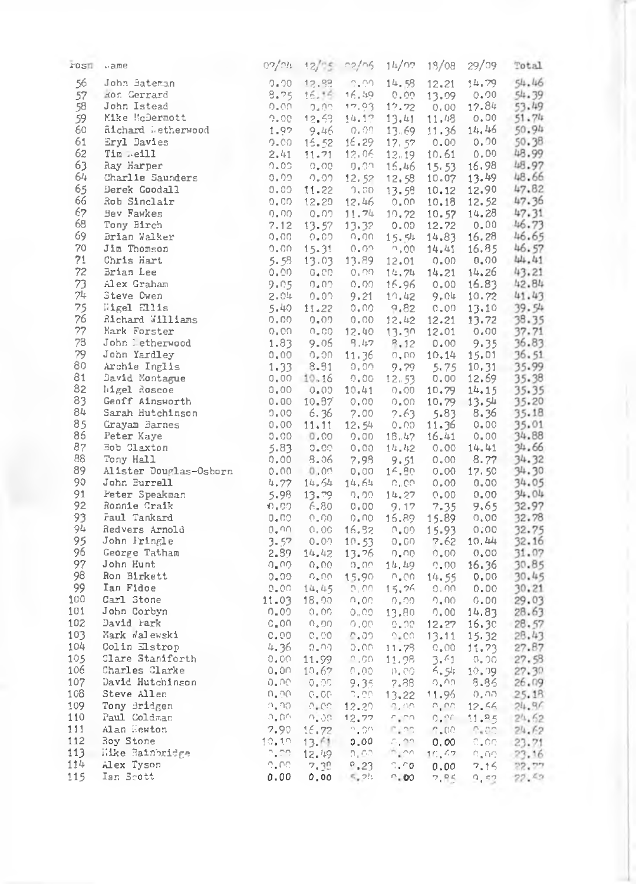| Posn | Name | 07/04 | 12/05 | 22/06 | 14/07 | 18/08 | 29/09 | Total |
|---|---|---|---|---|---|---|---|---|
| 56 | John Bateman | 0.00 | 12.88 | 0.00 | 14.58 | 12.21 | 14.79 | 54.46 |
| 57 | Ron Gerrard | 8.25 | 16.16 | 16.49 | 0.00 | 13.09 | 0.00 | 54.39 |
| 58 | John Istead | 0.00 | 0.00 | 17.93 | 17.72 | 0.00 | 17.84 | 53.49 |
| 59 | Mike McDermott | 0.00 | 12.68 | 14.17 | 13.41 | 11.48 | 0.00 | 51.74 |
| 60 | Richard Wetherwood | 1.97 | 9.46 | 0.00 | 13.69 | 11.36 | 14.46 | 50.94 |
| 61 | Eryl Davies | 0.00 | 16.52 | 16.29 | 17.57 | 0.00 | 0.00 | 50.38 |
| 62 | Tim Neill | 2.41 | 11.71 | 12.06 | 12.19 | 10.61 | 0.00 | 48.99 |
| 63 | Ray Harper | 0.00 | 0.00 | 0.00 | 16.46 | 15.53 | 16.98 | 48.97 |
| 64 | Charlie Saunders | 0.00 | 0.00 | 12.52 | 12.58 | 10.07 | 13.49 | 48.66 |
| 65 | Derek Goodall | 0.00 | 11.22 | 0.00 | 13.58 | 10.12 | 12.90 | 47.82 |
| 66 | Rob Sinclair | 0.00 | 12.20 | 12.46 | 0.00 | 10.18 | 12.52 | 47.36 |
| 67 | Bev Fawkes | 0.00 | 0.00 | 11.74 | 10.72 | 10.57 | 14.28 | 47.31 |
| 68 | Tony Birch | 7.12 | 13.57 | 13.32 | 0.00 | 12.72 | 0.00 | 46.73 |
| 69 | Brian Walker | 0.00 | 0.00 | 0.00 | 15.54 | 14.83 | 16.28 | 46.65 |
| 70 | Jim Thomson | 0.00 | 15.31 | 0.00 | 0.00 | 14.41 | 16.85 | 46.57 |
| 71 | Chris Hart | 5.58 | 13.03 | 13.89 | 12.01 | 0.00 | 0.00 | 44.41 |
| 72 | Brian Lee | 0.00 | 0.00 | 0.00 | 14.74 | 14.21 | 14.26 | 43.21 |
| 73 | Alex Graham | 9.05 | 0.00 | 0.00 | 16.96 | 0.00 | 16.83 | 42.84 |
| 74 | Steve Owen | 2.04 | 0.00 | 9.21 | 10.42 | 9.04 | 10.72 | 41.43 |
| 75 | Nigel Ellis | 5.40 | 11.22 | 0.00 | 9.82 | 0.00 | 13.10 | 39.54 |
| 76 | Richard Williams | 0.00 | 0.00 | 0.00 | 12.42 | 12.21 | 13.72 | 38.35 |
| 77 | Mark Forster | 0.00 | 0.00 | 12.40 | 13.30 | 12.01 | 0.00 | 37.71 |
| 78 | John Wetherwood | 1.83 | 9.06 | 8.47 | 8.12 | 0.00 | 9.35 | 36.83 |
| 79 | John Yardley | 0.00 | 0.00 | 11.36 | 0.00 | 10.14 | 15.01 | 36.51 |
| 80 | Archie Inglis | 1.33 | 8.81 | 0.00 | 9.79 | 5.75 | 10.31 | 35.99 |
| 81 | David Montague | 0.00 | 10.16 | 0.00 | 12.53 | 0.00 | 12.69 | 35.38 |
| 82 | Nigel Roscoe | 0.00 | 0.00 | 10.41 | 0.00 | 10.79 | 14.15 | 35.35 |
| 83 | Geoff Ainsworth | 0.00 | 10.87 | 0.00 | 0.00 | 10.79 | 13.54 | 35.20 |
| 84 | Sarah Hutchinson | 0.00 | 6.36 | 7.00 | 7.63 | 5.83 | 8.36 | 35.18 |
| 85 | Grayam Barnes | 0.00 | 11.11 | 12.54 | 0.00 | 11.36 | 0.00 | 35.01 |
| 86 | Peter Kaye | 0.00 | 0.00 | 0.00 | 18.47 | 16.41 | 0.00 | 34.88 |
| 87 | Bob Claxton | 5.83 | 0.00 | 0.00 | 14.42 | 0.00 | 14.41 | 34.66 |
| 88 | Tony Hall | 0.00 | 8.06 | 7.98 | 9.51 | 0.00 | 8.77 | 34.32 |
| 89 | Alister Douglas-Osborn | 0.00 | 0.00 | 0.00 | 16.80 | 0.00 | 17.50 | 34.30 |
| 90 | John Burrell | 4.77 | 14.64 | 14.64 | 0.00 | 0.00 | 0.00 | 34.05 |
| 91 | Peter Speakman | 5.98 | 13.79 | 0.00 | 14.27 | 0.00 | 0.00 | 34.04 |
| 92 | Ronnie Craik | 0.00 | 6.80 | 0.00 | 9.17 | 7.35 | 9.65 | 32.97 |
| 93 | Paul Tankard | 0.00 | 0.00 | 0.00 | 16.89 | 15.89 | 0.00 | 32.78 |
| 94 | Redvers Arnold | 0.00 | 0.00 | 16.82 | 0.00 | 15.93 | 0.00 | 32.75 |
| 95 | John Pringle | 3.57 | 0.00 | 10.53 | 0.00 | 7.62 | 10.44 | 32.16 |
| 96 | George Tatham | 2.89 | 14.42 | 13.76 | 0.00 | 0.00 | 0.00 | 31.07 |
| 97 | John Hunt | 0.00 | 0.00 | 0.00 | 14.49 | 0.00 | 16.36 | 30.85 |
| 98 | Ron Birkett | 0.00 | 0.00 | 15.90 | 0.00 | 14.55 | 0.00 | 30.45 |
| 99 | Ian Fidoe | 0.00 | 14.45 | 0.00 | 15.76 | 0.00 | 0.00 | 30.21 |
| 100 | Carl Stone | 11.03 | 18.00 | 0.00 | 0.00 | 0.00 | 0.00 | 29.03 |
| 101 | John Corbyn | 0.00 | 0.00 | 0.00 | 13.80 | 0.00 | 14.83 | 28.63 |
| 102 | David Park | 0.00 | 0.00 | 0.00 | 0.00 | 12.27 | 16.30 | 28.57 |
| 103 | Mark Walewski | 0.00 | 0.00 | 0.00 | 0.00 | 13.11 | 15.32 | 28.43 |
| 104 | Colin Elstrop | 4.36 | 0.00 | 0.00 | 11.78 | 0.00 | 11.73 | 27.87 |
| 105 | Clare Staniforth | 0.00 | 11.99 | 0.00 | 11.98 | 3.61 | 0.00 | 27.58 |
| 106 | Charles Clarke | 0.00 | 10.67 | 0.00 | 0.00 | 6.54 | 10.09 | 27.30 |
| 107 | David Hutchinson | 0.00 | 0.00 | 9.35 | 7.88 | 0.00 | 8.86 | 26.09 |
| 108 | Steve Allen | 0.00 | 0.00 | 0.00 | 13.22 | 11.96 | 0.00 | 25.18 |
| 109 | Tony Bridgen | 0.00 | 0.00 | 12.20 | 0.00 | 0.00 | 12.66 | 24.86 |
| 110 | Paul Goldman | 0.00 | 0.00 | 12.77 | 0.00 | 0.00 | 11.85 | 24.62 |
| 111 | Alan Newton | 7.90 | 16.72 | 0.00 | 0.00 | 0.00 | 0.00 | 24.62 |
| 112 | Roy Stone | 10.10 | 13.61 | 0.00 | 0.00 | 0.00 | 0.00 | 23.71 |
| 113 | Mike Bainbridge | 0.00 | 12.49 | 0.00 | 0.00 | 10.67 | 0.00 | 23.16 |
| 114 | Alex Tyson | 0.00 | 7.38 | 8.23 | 0.00 | 0.00 | 7.16 | 22.77 |
| 115 | Ian Scott | 0.00 | 0.00 | 5.24 | 0.00 | 7.85 | 9.52 | 22.52 |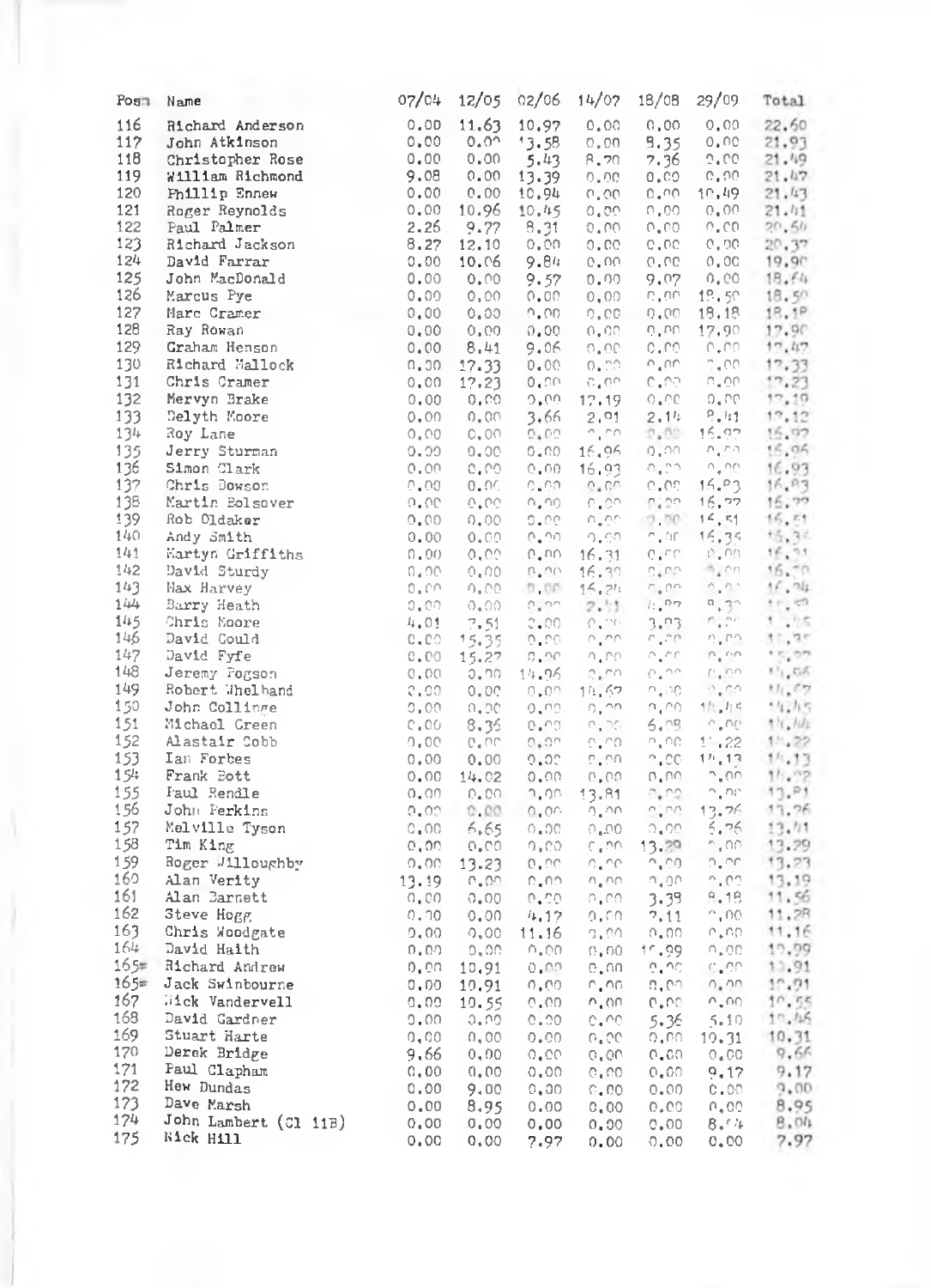| Posn | Name | 07/04 | 12/05 | 02/06 | 14/07 | 18/08 | 29/09 | Total |
|---|---|---|---|---|---|---|---|---|
| 116 | Richard Anderson | 0.00 | 11.63 | 10.97 | 0.00 | 0.00 | 0.00 | 22.60 |
| 117 | John Atkinson | 0.00 | 0.00 | 13.58 | 0.00 | 8.35 | 0.00 | 21.93 |
| 118 | Christopher Rose | 0.00 | 0.00 | 5.43 | 8.70 | 7.36 | 0.00 | 21.49 |
| 119 | William Richmond | 9.08 | 0.00 | 13.39 | 0.00 | 0.00 | 0.00 | 21.47 |
| 120 | Phillip Ennew | 0.00 | 0.00 | 10.94 | 0.00 | 0.00 | 10.49 | 21.43 |
| 121 | Roger Reynolds | 0.00 | 10.96 | 10.45 | 0.00 | 0.00 | 0.00 | 21.41 |
| 122 | Paul Palmer | 2.26 | 9.77 | 8.31 | 0.00 | 0.00 | 0.00 | 20.34 |
| 123 | Richard Jackson | 8.27 | 12.10 | 0.00 | 0.00 | 0.00 | 0.00 | 20.37 |
| 124 | David Farrar | 0.00 | 10.06 | 9.84 | 0.00 | 0.00 | 0.00 | 19.90 |
| 125 | John MacDonald | 0.00 | 0.00 | 9.57 | 0.00 | 9.07 | 0.00 | 18.64 |
| 126 | Marcus Pye | 0.00 | 0.00 | 0.00 | 0.00 | 0.00 | 18.50 | 18.50 |
| 127 | Marc Cramer | 0.00 | 0.00 | 0.00 | 0.00 | 0.00 | 18.18 | 18.18 |
| 128 | Ray Rowan | 0.00 | 0.00 | 0.00 | 0.00 | 0.00 | 17.90 | 17.90 |
| 129 | Graham Henson | 0.00 | 8.41 | 9.06 | 0.00 | 0.00 | 0.00 | 17.47 |
| 130 | Richard Mallock | 0.00 | 17.33 | 0.00 | 0.00 | 0.00 | 0.00 | 17.33 |
| 131 | Chris Cramer | 0.00 | 17.23 | 0.00 | 0.00 | 0.00 | 0.00 | 17.23 |
| 132 | Mervyn Brake | 0.00 | 0.00 | 0.00 | 17.19 | 0.00 | 0.00 | 17.19 |
| 133 | Delyth Moore | 0.00 | 0.00 | 3.66 | 2.91 | 2.14 | 8.41 | 17.12 |
| 134 | Roy Lane | 0.00 | 0.00 | 0.00 | 0.00 | 0.00 | 16.97 | 16.97 |
| 135 | Jerry Sturman | 0.00 | 0.00 | 0.00 | 16.96 | 0.00 | 0.00 | 16.96 |
| 136 | Simon Clark | 0.00 | 0.00 | 0.00 | 16.93 | 0.00 | 0.00 | 16.93 |
| 137 | Chris Dowson | 0.00 | 0.00 | 0.00 | 0.00 | 0.00 | 16.83 | 16.83 |
| 138 | Martin Bolsover | 0.00 | 0.00 | 0.00 | 0.00 | 0.00 | 16.77 | 16.77 |
| 139 | Rob Oldaker | 0.00 | 0.00 | 0.00 | 0.00 | 0.00 | 16.51 | 16.51 |
| 140 | Andy Smith | 0.00 | 0.00 | 0.00 | 0.00 | 0.00 | 16.35 | 16.35 |
| 141 | Martyn Griffiths | 0.00 | 0.00 | 0.00 | 16.31 | 0.00 | 0.00 | 16.31 |
| 142 | David Sturdy | 0.00 | 0.00 | 0.00 | 16.30 | 0.00 | 0.00 | 16.30 |
| 143 | Max Harvey | 0.00 | 0.00 | 0.00 | 16.24 | 0.00 | 0.00 | 16.24 |
| 144 | Barry Heath | 0.00 | 0.00 | 0.00 | 2.11 | 4.07 | 9.37 | 15.55 |
| 145 | Chris Moore | 4.01 | 7.51 | 0.00 | 0.00 | 3.93 | 0.00 | 15.45 |
| 146 | David Gould | 0.00 | 15.35 | 0.00 | 0.00 | 0.00 | 0.00 | 15.35 |
| 147 | David Fyfe | 0.00 | 15.27 | 0.00 | 0.00 | 0.00 | 0.00 | 15.27 |
| 148 | Jeremy Fogson | 0.00 | 0.00 | 14.96 | 0.00 | 0.00 | 0.00 | 14.96 |
| 149 | Robert Whelband | 0.00 | 0.00 | 0.00 | 14.67 | 0.00 | 0.00 | 14.67 |
| 150 | John Collinge | 0.00 | 0.00 | 0.00 | 0.00 | 0.00 | 14.45 | 14.45 |
| 151 | Michael Green | 0.00 | 8.36 | 0.00 | 0.00 | 6.08 | 0.00 | 14.44 |
| 152 | Alastair Cobb | 0.00 | 0.00 | 0.00 | 0.00 | 0.00 | 14.22 | 14.22 |
| 153 | Ian Forbes | 0.00 | 0.00 | 0.00 | 0.00 | 0.00 | 14.13 | 14.13 |
| 154 | Frank Bott | 0.00 | 14.02 | 0.00 | 0.00 | 0.00 | 0.00 | 14.02 |
| 155 | Paul Rendle | 0.00 | 0.00 | 0.00 | 13.81 | 0.00 | 0.00 | 13.81 |
| 156 | John Perkins | 0.00 | 0.00 | 0.00 | 0.00 | 0.00 | 13.76 | 13.76 |
| 157 | Melville Tyson | 0.00 | 6.65 | 0.00 | 0.00 | 0.00 | 6.76 | 13.41 |
| 158 | Tim King | 0.00 | 0.00 | 0.00 | 0.00 | 13.29 | 0.00 | 13.29 |
| 159 | Roger Willoughby | 0.00 | 13.23 | 0.00 | 0.00 | 0.00 | 0.00 | 13.23 |
| 160 | Alan Verity | 13.19 | 0.00 | 0.00 | 0.00 | 0.00 | 0.00 | 13.19 |
| 161 | Alan Barnett | 0.00 | 0.00 | 0.00 | 0.00 | 3.38 | 8.18 | 11.56 |
| 162 | Steve Hogg | 0.00 | 0.00 | 4.17 | 0.00 | 7.11 | 0.00 | 11.28 |
| 163 | Chris Woodgate | 0.00 | 0.00 | 11.16 | 0.00 | 0.00 | 0.00 | 11.16 |
| 164 | David Haith | 0.00 | 0.00 | 0.00 | 0.00 | 10.99 | 0.00 | 10.99 |
| 165= | Richard Andrew | 0.00 | 10.91 | 0.00 | 0.00 | 0.00 | 0.00 | 10.91 |
| 165= | Jack Swinbourne | 0.00 | 10.91 | 0.00 | 0.00 | 0.00 | 0.00 | 10.91 |
| 167 | Nick Vandervell | 0.00 | 10.55 | 0.00 | 0.00 | 0.00 | 0.00 | 10.55 |
| 168 | David Gardner | 0.00 | 0.00 | 0.00 | 0.00 | 5.36 | 5.10 | 10.46 |
| 169 | Stuart Harte | 0.00 | 0.00 | 0.00 | 0.00 | 0.00 | 10.31 | 10.31 |
| 170 | Derek Bridge | 9.66 | 0.00 | 0.00 | 0.00 | 0.00 | 0.00 | 9.66 |
| 171 | Paul Clapham | 0.00 | 0.00 | 0.00 | 0.00 | 0.00 | 9.17 | 9.17 |
| 172 | Hew Dundas | 0.00 | 9.00 | 0.00 | 0.00 | 0.00 | 0.00 | 9.00 |
| 173 | Dave Marsh | 0.00 | 8.95 | 0.00 | 0.00 | 0.00 | 0.00 | 8.95 |
| 174 | John Lambert (Cl 11B) | 0.00 | 0.00 | 0.00 | 0.00 | 0.00 | 8.04 | 8.04 |
| 175 | Nick Hill | 0.00 | 0.00 | 7.97 | 0.00 | 0.00 | 0.00 | 7.97 |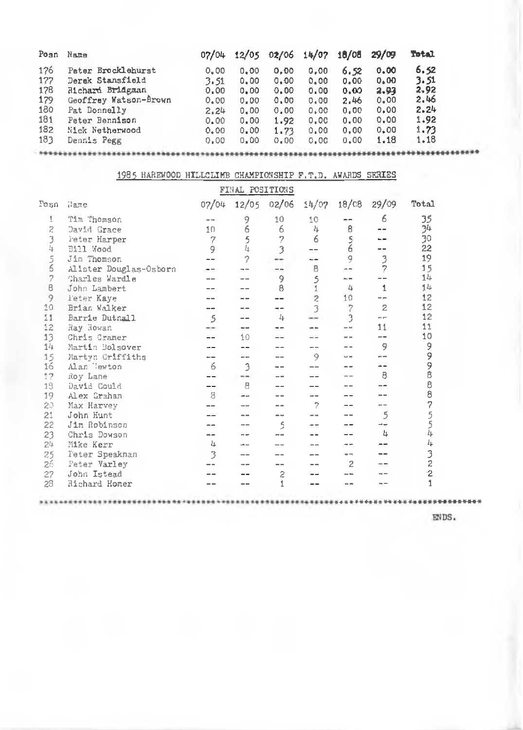| Posn | Name | 07/04 | 12/05 | 02/06 | 14/07 | 18/08 | 29/09 | Total |
|---|---|---|---|---|---|---|---|---|
| 176 | Peter Brocklehurst | 0.00 | 0.00 | 0.00 | 0.00 | 6.52 | 0.00 | 6.52 |
| 177 | Derek Stansfield | 3.51 | 0.00 | 0.00 | 0.00 | 0.00 | 0.00 | 3.51 |
| 178 | Richard Bridgman | 0.00 | 0.00 | 0.00 | 0.00 | 0.00 | 2.93 | 2.92 |
| 179 | Geoffrey Watson-Brown | 0.00 | 0.00 | 0.00 | 0.00 | 2.46 | 0.00 | 2.46 |
| 180 | Pat Donnelly | 2.24 | 0.00 | 0.00 | 0.00 | 0.00 | 0.00 | 2.24 |
| 181 | Peter Bennison | 0.00 | 0.00 | 1.92 | 0.00 | 0.00 | 0.00 | 1.92 |
| 182 | Nick Netherwood | 0.00 | 0.00 | 1.73 | 0.00 | 0.00 | 0.00 | 1.73 |
| 183 | Dennis Pegg | 0.00 | 0.00 | 0.00 | 0.00 | 0.00 | 1.18 | 1.18 |

**************************************************************************************************

## 1985 HAREWOOD HILLCLIMB CHAMPIONSHIP F.T.D. AWARDS SERIES

### FINAL POSITIONS

| Posn | Name | 07/04 | 12/05 | 02/06 | 14/07 | 18/08 | 29/09 | Total |
|---|---|---|---|---|---|---|---|---|
| 1 | Tim Thomson | -- | 9 | 10 | 10 | -- | 6 | 35 |
| 2 | David Grace | 10 | 6 | 6 | 4 | 8 | -- | 34 |
| 3 | Peter Harper | 7 | 5 | 7 | 6 | 5 | -- | 30 |
| 4 | Bill Wood | 9 | 4 | 3 | -- | 6 | -- | 22 |
| 5 | Jim Thomson | -- | 7 | -- | -- | 9 | 3 | 19 |
| 6 | Alister Douglas-Osborn | -- | -- | -- | 8 | -- | 7 | 15 |
| 7 | Charles Wardle | -- | -- | 9 | 5 | -- | -- | 14 |
| 8 | John Lambert | -- | -- | 8 | 1 | 4 | 1 | 14 |
| 9 | Peter Kaye | -- | -- | -- | 2 | 10 | -- | 12 |
| 10 | Brian Walker | -- | -- | -- | 3 | 7 | 2 | 12 |
| 11 | Barrie Dutnall | 5 | -- | 4 | -- | 3 | -- | 12 |
| 12 | Ray Rowan | -- | -- | -- | -- | -- | 11 | 11 |
| 13 | Chris Cramer | -- | 10 | -- | -- | -- | -- | 10 |
| 14 | Martin Bolsover | -- | -- | -- | -- | -- | 9 | 9 |
| 15 | Martyn Griffiths | -- | -- | -- | 9 | -- | -- | 9 |
| 16 | Alan Newton | 6 | 3 | -- | -- | -- | -- | 9 |
| 17 | Roy Lane | -- | -- | -- | -- | -- | 8 | 8 |
| 18 | David Gould | -- | 8 | -- | -- | -- | -- | 8 |
| 19 | Alex Graham | 8 | -- | -- | -- | -- | -- | 8 |
| 20 | Max Harvey | -- | -- | -- | 7 | -- | -- | 7 |
| 21 | John Hunt | -- | -- | -- | -- | -- | 5 | 5 |
| 22 | Jim Robinson | -- | -- | 5 | -- | -- | -- | 5 |
| 23 | Chris Dowson | -- | -- | -- | -- | -- | 4 | 4 |
| 24 | Mike Kerr | 4 | -- | -- | -- | -- | -- | 4 |
| 25 | Peter Speakman | 3 | -- | -- | -- | -- | -- | 3 |
| 26 | Peter Varley | -- | -- | -- | -- | 2 | -- | 2 |
| 27 | John Istead | -- | -- | 2 | -- | -- | -- | 2 |
| 28 | Richard Homer | -- | -- | 1 | -- | -- | -- | 1 |

**************************************************************************************************

ENDS.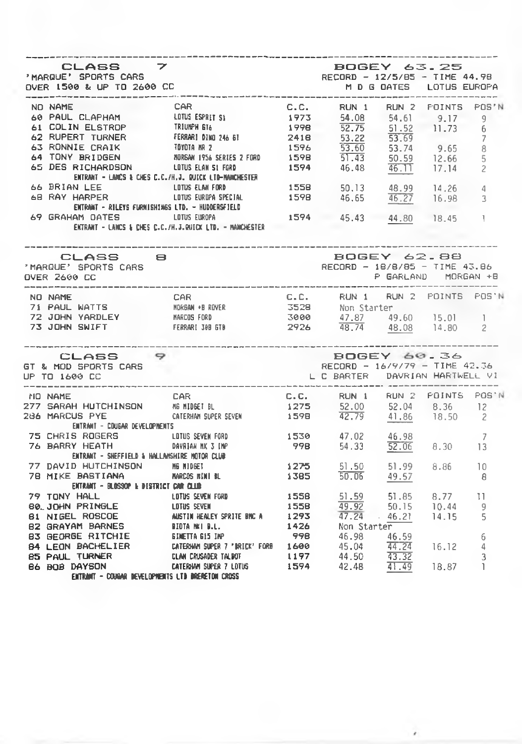## CLASS 7

'MARQUE' SPORTS CARS
OVER 1500 & UP TO 2600 CC

BOGEY 63.25
RECORD - 12/5/85 - TIME 44.98
M D G OATES LOTUS EUROPA

| NO | NAME | CAR | C.C. | RUN 1 | RUN 2 | POINTS | POS'N |
|---|---|---|---|---|---|---|---|
| 60 | PAUL CLAPHAM | LOTUS ESPRIT S1 | 1973 | 54.08 | 54.61 | 9.17 | 9 |
| 61 | COLIN ELSTROP | TRIUMPH GT6 | 1998 | 52.75 | 51.52 | 11.73 | 6 |
| 62 | RUPERT TURNER | FERRARI DINO 246 GT | 2418 | 53.22 | 53.69 | | 7 |
| 63 | RONNIE CRAIK | TOYOTA MR 2 | 1596 | 53.60 | 53.74 | 9.65 | 8 |
| 64 | TONY BRIDGEN | MORGAN 1956 SERIES 2 FORD | 1598 | 51.43 | 50.59 | 12.66 | 5 |
| 65 | DES RICHARDSON | LOTUS ELAN S1 FORD | 1594 | 46.48 | 46.11 | 17.14 | 2 |
| | ENTRANT - LANCS & CHES C.C./H.J. QUICK LTD-MANCHESTER | | | | | | |
| 66 | BRIAN LEE | LOTUS ELAN FORD | 1558 | 50.13 | 48.99 | 14.26 | 4 |
| 68 | RAY HARPER | LOTUS EUROPA SPECIAL | 1598 | 46.65 | 46.27 | 16.98 | 3 |
| | ENTRANT - RILEYS FURNISHINGS LTD. - HUDDERSFIELD | | | | | | |
| 69 | GRAHAM OATES | LOTUS EUROPA | 1594 | 45.43 | 44.80 | 18.45 | 1 |
| | ENTRANT - LANCS & CHES C.C./H.J.QUICK LTD. - MANCHESTER | | | | | | |

## CLASS 8

'MARQUE' SPORTS CARS
OVER 2600 CC

BOGEY 62.88
RECORD - 18/8/85 - TIME 43.86
P GARLAND MORGAN +8

| NO | NAME | CAR | C.C. | RUN 1 | RUN 2 | POINTS | POS'N |
|---|---|---|---|---|---|---|---|
| 71 | PAUL WATTS | MORGAN +8 ROVER | 3528 | Non Starter | | | |
| 72 | JOHN YARDLEY | MARCOS FORD | 3000 | 47.87 | 49.60 | 15.01 | 1 |
| 73 | JOHN SWIFT | FERRARI 308 GTB | 2926 | 48.74 | 48.08 | 14.80 | 2 |

## CLASS 9

GT & MOD SPORTS CARS
UP TO 1600 CC

BOGEY 60.36
RECORD - 16/9/79 - TIME 42.36
L C BARTER DAVRIAN HARTWELL VI

| NO | NAME | CAR | C.C. | RUN 1 | RUN 2 | POINTS | POS'N |
|---|---|---|---|---|---|---|---|
| 277 | SARAH HUTCHINSON | MG MIDGET BL | 1275 | 52.00 | 52.04 | 8.36 | 12 |
| 286 | MARCUS PYE | CATERHAM SUPER SEVEN | 1598 | 42.79 | 41.86 | 18.50 | 2 |
| | ENTRANT - COUGAR DEVELOPMENTS | | | | | | |
| 75 | CHRIS ROGERS | LOTUS SEVEN FORD | 1530 | 47.02 | 46.98 | | 7 |
| 76 | BARRY HEATH | DAVRIAN MK 3 IMP | 998 | 54.33 | 52.06 | 8.30 | 13 |
| | ENTRANT - SHEFFIELD & HALLAMSHIRE MOTOR CLUB | | | | | | |
| 77 | DAVID HUTCHINSON | MG MIDGET | 1275 | 51.50 | 51.99 | 8.86 | 10 |
| 78 | MIKE BASTIANA | MARCOS MINI BL | 1385 | 50.06 | 49.57 | | 8 |
| | ENTRANT - GLOSSOP & DISTRICT CAR CLUB | | | | | | |
| 79 | TONY HALL | LOTUS SEVEN FORD | 1558 | 51.59 | 51.85 | 8.77 | 11 |
| 80 | JOHN PRINGLE | LOTUS SEVEN | 1558 | 49.92 | 50.15 | 10.44 | 9 |
| 81 | NIGEL ROSCOE | AUSTIN HEALEY SPRITE BMC A | 1293 | 47.24 | 46.21 | 14.15 | 5 |
| 82 | GRAYAM BARNES | BIOTA MK1 B.L. | 1426 | Non Starter | | | |
| 83 | GEORGE RITCHIE | GINETTA G15 IMP | 998 | 46.98 | 46.59 | | 6 |
| 84 | LEON BACHELIER | CATERHAM SUPER 7 'BRICK' FORD | 1600 | 45.04 | 44.24 | 16.12 | 4 |
| 85 | PAUL TURNER | CLAN CRUSADER TALBOT | 1197 | 44.50 | 43.32 | | 3 |
| 86 | BOB DAYSON | CATERHAM SUPER 7 LOTUS | 1594 | 42.48 | 41.49 | 18.87 | 1 |
| | ENTRANT - COUGAR DEVELOPMENTS LTD BRERETON CROSS | | | | | | |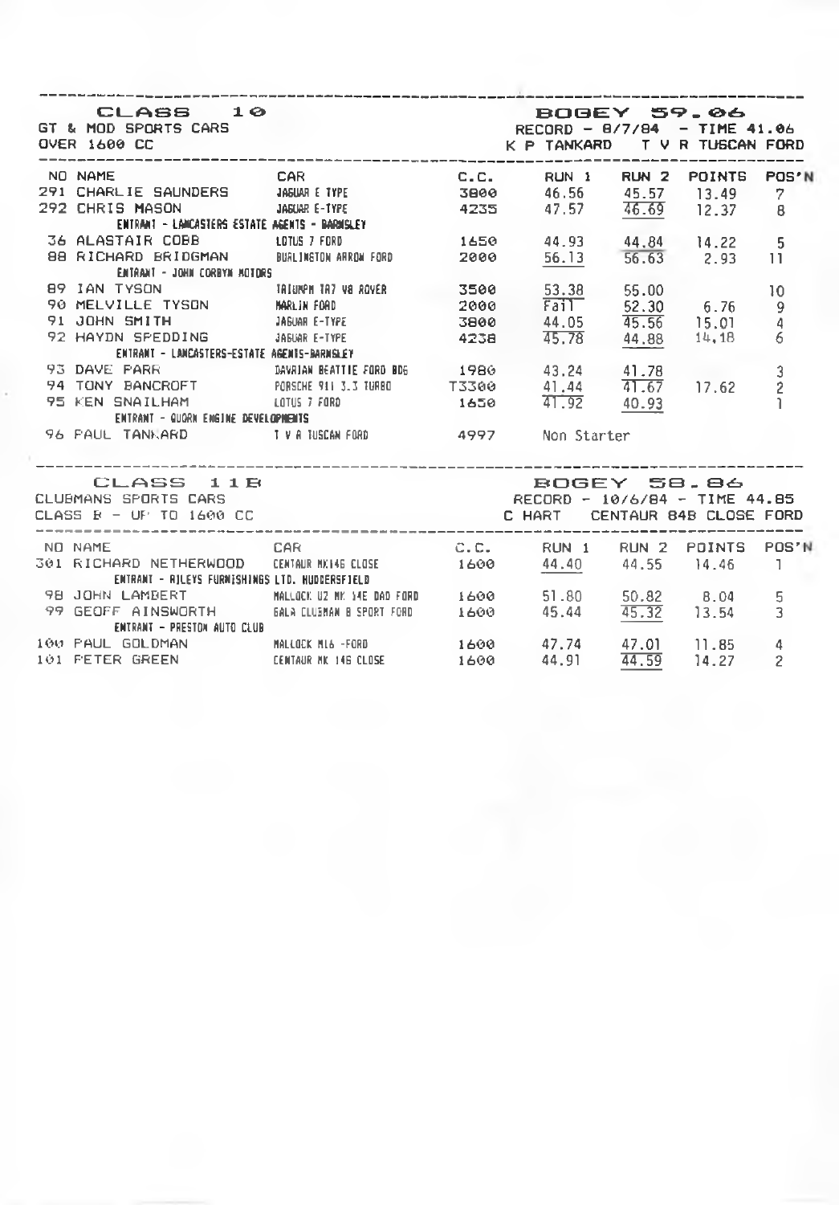## CLASS 10

GT & MOD SPORTS CARS
OVER 1600 CC

BOGEY 59.06
RECORD - 8/7/84 - TIME 41.06
K P TANKARD T V R TUSCAN FORD

| NO | NAME | CAR | C.C. | RUN 1 | RUN 2 | POINTS | POS'N |
|---|---|---|---|---|---|---|---|
| 291 | CHARLIE SAUNDERS | JAGUAR E TYPE | 3800 | 46.56 | 45.57 | 13.49 | 7 |
| 292 | CHRIS MASON | JAGUAR E-TYPE | 4235 | 47.57 | 46.69 | 12.37 | 8 |
| | ENTRANT - LANCASTERS ESTATE AGENTS - BARNSLEY | | | | | | |
| 36 | ALASTAIR COBB | LOTUS 7 FORD | 1650 | 44.93 | 44.84 | 14.22 | 5 |
| 88 | RICHARD BRIDGMAN | BURLINGTON ARROW FORD | 2000 | 56.13 | 56.63 | 2.93 | 11 |
| | ENTRANT - JOHN CORBYN MOTORS | | | | | | |
| 89 | IAN TYSON | TRIUMPH TR7 V8 ROVER | 3500 | 53.38 | 55.00 | | 10 |
| 90 | MELVILLE TYSON | MARLIN FORD | 2000 | Fail | 52.30 | 6.76 | 9 |
| 91 | JOHN SMITH | JAGUAR E-TYPE | 3800 | 44.05 | 45.56 | 15.01 | 4 |
| 92 | HAYDN SPEDDING | JAGUAR E-TYPE | 4238 | 45.78 | 44.88 | 14.18 | 6 |
| | ENTRANT - LANCASTERS-ESTATE AGENTS-BARNSLEY | | | | | | |
| 93 | DAVE PARR | DAVRIAN BEATTIE FORD BDG | 1980 | 43.24 | 41.78 | | 3 |
| 94 | TONY BANCROFT | PORSCHE 911 3.3 TURBO | T3300 | 41.44 | 41.67 | 17.62 | 2 |
| 95 | KEN SNAILHAM | LOTUS 7 FORD | 1650 | 41.92 | 40.93 | | 1 |
| | ENTRANT - QUORN ENGINE DEVELOPMENTS | | | | | | |
| 96 | PAUL TANKARD | T V R TUSCAN FORD | 4997 | Non Starter | | | |

## CLASS 11B

CLUBMANS SPORTS CARS
CLASS B - UP TO 1600 CC

BOGEY 58.86
RECORD - 10/6/84 - TIME 44.85
C HART CENTAUR 84B CLOSE FORD

| NO | NAME | CAR | C.C. | RUN 1 | RUN 2 | POINTS | POS'N |
|---|---|---|---|---|---|---|---|
| 301 | RICHARD NETHERWOOD | CENTAUR MK14G CLOSE | 1600 | 44.40 | 44.55 | 14.46 | 1 |
| | ENTRANT - RILEYS FURNISHINGS LTD. HUDDERSFIELD | | | | | | |
| 98 | JOHN LAMBERT | MALLOCK U2 MK 14E DAD FORD | 1600 | 51.80 | 50.82 | 8.04 | 5 |
| 99 | GEOFF AINSWORTH | GALA CLUBMAN B SPORT FORD | 1600 | 45.44 | 45.32 | 13.54 | 3 |
| | ENTRANT - PRESTON AUTO CLUB | | | | | | |
| 100 | PAUL GOLDMAN | MALLOCK ML6 -FORD | 1600 | 47.74 | 47.01 | 11.85 | 4 |
| 101 | PETER GREEN | CENTAUR MK 14G CLOSE | 1600 | 44.91 | 44.59 | 14.27 | 2 |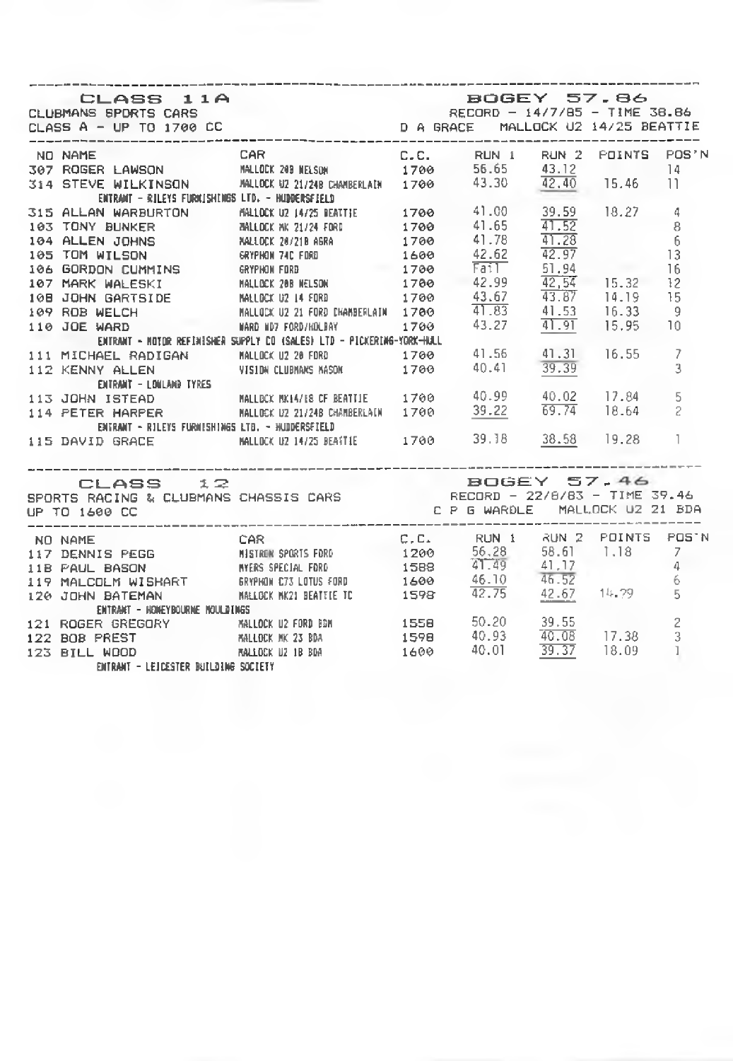## CLASS 11A

CLUBMANS SPORTS CARS
CLASS A - UP TO 1700 CC

BOGEY 57.86
RECORD - 14/7/85 - TIME 38.86
D A GRACE MALLOCK U2 14/25 BEATTIE

| NO | NAME | CAR | C.C. | RUN 1 | RUN 2 | POINTS | POS'N |
|---|---|---|---|---|---|---|---|
| 307 | ROGER LAWSON | MALLOCK 20B NELSON | 1700 | 56.65 | 43.12 | | 14 |
| 314 | STEVE WILKINSON | MALLOCK U2 21/24B CHAMBERLAIN | 1700 | 43.30 | 42.40 | 15.46 | 11 |
| | ENTRANT - RILEYS FURNISHINGS LTD. - HUDDERSFIELD | | | | | | |
| 315 | ALLAN WARBURTON | MALLOCK U2 14/25 BEATTIE | 1700 | 41.00 | 39.59 | 18.27 | 4 |
| 103 | TONY BUNKER | MALLOCK MK 21/24 FORD | 1700 | 41.65 | 41.52 | | 8 |
| 104 | ALLEN JOHNS | MALLOCK 20/21B AGRA | 1700 | 41.78 | 41.28 | | 6 |
| 105 | TOM WILSON | GRYPHON 74C FORD | 1600 | 42.62 | 42.97 | | 13 |
| 106 | GORDON CUMMINS | GRYPHON FORD | 1700 | Fail | 51.94 | | 16 |
| 107 | MARK WALESKI | MALLOCK 20B NELSON | 1700 | 42.99 | 42.54 | 15.32 | 12 |
| 108 | JOHN GARTSIDE | MALLOCK U2 14 FORD | 1700 | 43.67 | 43.87 | 14.19 | 15 |
| 109 | ROB WELCH | MALLOCK U2 21 FORD CHAMBERLAIN | 1700 | 41.83 | 41.53 | 16.33 | 9 |
| 110 | JOE WARD | WARD WD7 FORD/HOLBAY | 1700 | 43.27 | 41.91 | 15.95 | 10 |
| | ENTRANT - MOTOR REFINISHER SUPPLY CO (SALES) LTD - PICKERING-YORK-HULL | | | | | | |
| 111 | MICHAEL RADIGAN | MALLOCK U2 20 FORD | 1700 | 41.56 | 41.31 | 16.55 | 7 |
| 112 | KENNY ALLEN | VISION CLUBMANS MASON | 1700 | 40.41 | 39.39 | | 3 |
| | ENTRANT - LOWLAND TYRES | | | | | | |
| 113 | JOHN ISTEAD | MALLOCK MK14/18 CF BEATTIE | 1700 | 40.99 | 40.02 | 17.84 | 5 |
| 114 | PETER HARPER | MALLOCK U2 21/24B CHAMBERLAIN | 1700 | 39.22 | 69.74 | 18.64 | 2 |
| | ENTRANT - RILEYS FURNISHINGS LTD. - HUDDERSFIELD | | | | | | |
| 115 | DAVID GRACE | MALLOCK U2 14/25 BEATTIE | 1700 | 39.18 | 38.58 | 19.28 | 1 |

## CLASS 12

SPORTS RACING & CLUBMANS CHASSIS CARS
UP TO 1600 CC

BOGEY 57.46
RECORD - 22/8/83 - TIME 39.46
C P G WARDLE MALLOCK U2 21 BDA

| NO | NAME | CAR | C.C. | RUN 1 | RUN 2 | POINTS | POS'N |
|---|---|---|---|---|---|---|---|
| 117 | DENNIS PEGG | MISTRON SPORTS FORD | 1200 | 56.28 | 58.61 | 1.18 | 7 |
| 118 | PAUL BASON | MYERS SPECIAL FORD | 1588 | 41.49 | 41.17 | | 4 |
| 119 | MALCOLM WISHART | GRYPHON C73 LOTUS FORD | 1600 | 46.10 | 46.52 | | 6 |
| 120 | JOHN BATEMAN | MALLOCK MK21 BEATTIE TC | 1598 | 42.75 | 42.67 | 14.79 | 5 |
| | ENTRANT - HONEYBOURNE MOULDINGS | | | | | | |
| 121 | ROGER GREGORY | MALLOCK U2 FORD BDM | 1558 | 50.20 | 39.55 | | 2 |
| 122 | BOB PREST | MALLOCK MK 23 BDA | 1598 | 40.93 | 40.08 | 17.38 | 3 |
| 123 | BILL WOOD | MALLOCK U2 18 BDA | 1600 | 40.01 | 39.37 | 18.09 | 1 |
| | ENTRANT - LEICESTER BUILDING SOCIETY | | | | | | |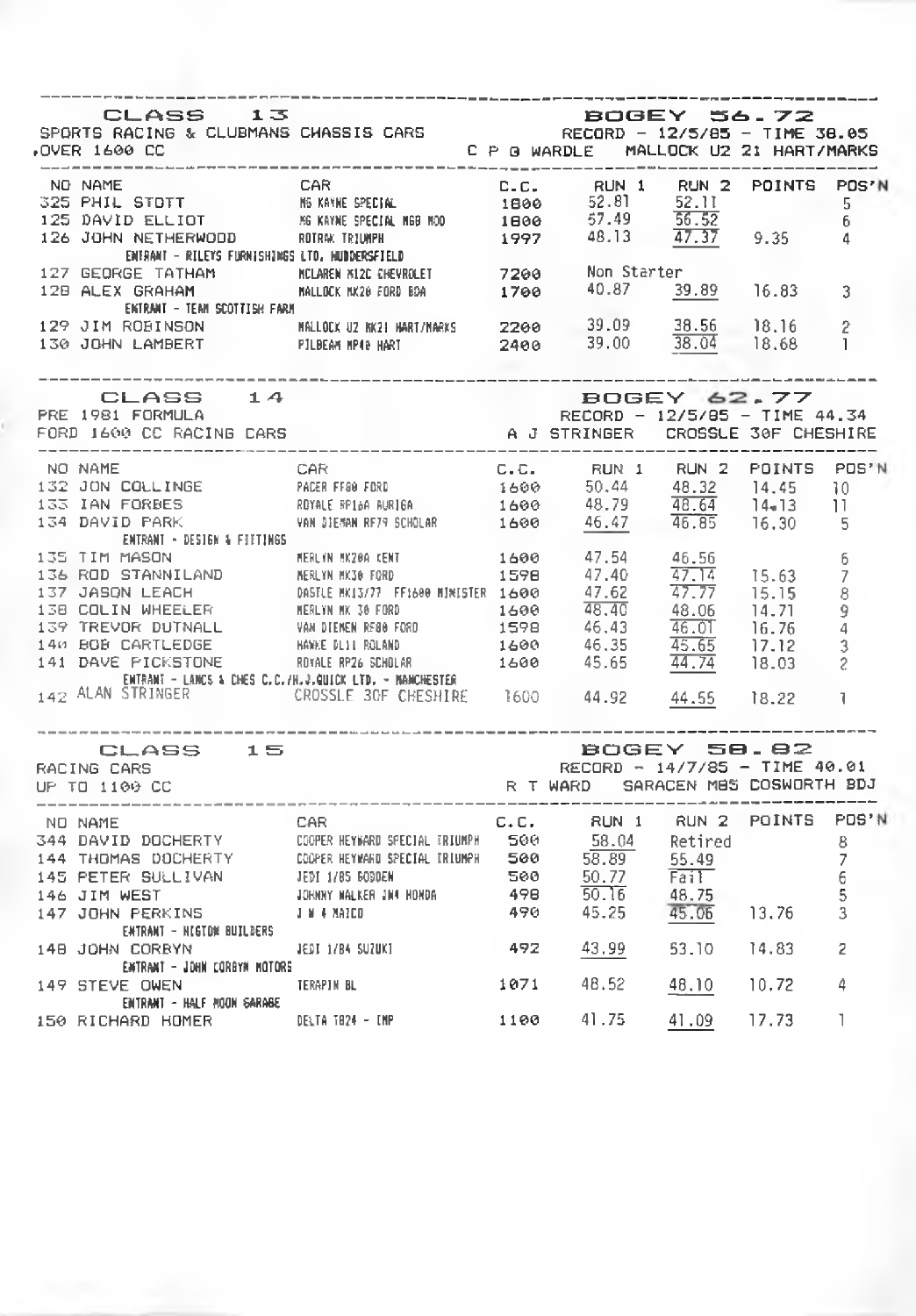## CLASS 13

SPORTS RACING & CLUBMANS CHASSIS CARS
,OVER 1600 CC

**BOGEY 56.72**
RECORD - 12/5/85 - TIME 38.05
C P G WARDLE MALLOCK U2 21 HART/MARKS

| NO | NAME | CAR | C.C. | RUN 1 | RUN 2 | POINTS | POS'N |
|---|---|---|---|---|---|---|---|
| 325 | PHIL STOTT | MG KAYNE SPECIAL | 1800 | 52.81 | 52.11 | | 5 |
| 125 | DAVID ELLIOT | MG KAYNE SPECIAL MGB MOD | 1800 | 57.49 | 56.52 | | 6 |
| 126 | JOHN NETHERWOOD | ROTRAK TRIUMPH | 1997 | 48.13 | 47.37 | 9.35 | 4 |
| | ENTRANT - RILEYS FURNISHINGS LTD, HUDDERSFIELD | | | | | | |
| 127 | GEORGE TATHAM | MCLAREN M12C CHEVROLET | 7200 | Non Starter | | | |
| 128 | ALEX GRAHAM | MALLOCK MK20 FORD BDA | 1700 | 40.87 | 39.89 | 16.83 | 3 |
| | ENTRANT - TEAM SCOTTISH FARM | | | | | | |
| 129 | JIM ROBINSON | MALLOCK U2 MK21 HART/MARKS | 2200 | 39.09 | 38.56 | 18.16 | 2 |
| 130 | JOHN LAMBERT | PILBEAM MP40 HART | 2400 | 39.00 | 38.04 | 18.68 | 1 |

## CLASS 14

PRE 1981 FORMULA
FORD 1600 CC RACING CARS

**BOGEY 62.77**
RECORD - 12/5/85 - TIME 44.34
A J STRINGER CROSSLE 30F CHESHIRE

| NO | NAME | CAR | C.C. | RUN 1 | RUN 2 | POINTS | POS'N |
|---|---|---|---|---|---|---|---|
| 132 | JON COLLINGE | PACER FF80 FORD | 1600 | 50.44 | 48.32 | 14.45 | 10 |
| 133 | IAN FORBES | ROYALE RP16A AURIGA | 1600 | 48.79 | 48.64 | 14.13 | 11 |
| 134 | DAVID PARK | VAN DIEMAN RF79 SCHOLAR | 1600 | 46.47 | 46.85 | 16.30 | 5 |
| | ENTRANT - DESIGN & FITTINGS | | | | | | |
| 135 | TIM MASON | MERLYN MK20A KENT | 1600 | 47.54 | 46.56 | | 6 |
| 136 | ROD STANNILAND | MERLYN MK30 FORD | 1598 | 47.40 | 47.14 | 15.63 | 7 |
| 137 | JASON LEACH | DASTLE MK13/77 FF1600 MINISTER | 1600 | 47.62 | 47.77 | 15.15 | 8 |
| 138 | COLIN WHEELER | MERLYN MK 30 FORD | 1600 | 48.40 | 48.06 | 14.71 | 9 |
| 139 | TREVOR DUTNALL | VAN DIEMEN RF80 FORD | 1598 | 46.43 | 46.01 | 16.76 | 4 |
| 140 | BOB CARTLEDGE | HAWKE DL11 ROLAND | 1600 | 46.35 | 45.65 | 17.12 | 3 |
| 141 | DAVE PICKSTONE | ROYALE RP26 SCHOLAR | 1600 | 45.65 | 44.74 | 18.03 | 2 |
| | ENTRANT - LANCS & CHES C.C./H.J.QUICK LTD. - MANCHESTER | | | | | | |
| 142 | ALAN STRINGER | CROSSLE 30F CHESHIRE | 1600 | 44.92 | 44.55 | 18.22 | 1 |

## CLASS 15

RACING CARS
UP TO 1100 CC

**BOGEY 58.82**
RECORD - 14/7/85 - TIME 40.01
R T WARD SARACEN M85 COSWORTH BDJ

| NO | NAME | CAR | C.C. | RUN 1 | RUN 2 | POINTS | POS'N |
|---|---|---|---|---|---|---|---|
| 344 | DAVID DOCHERTY | COOPER HEYWARD SPECIAL TRIUMPH | 500 | 58.04 | Retired | | 8 |
| 144 | THOMAS DOCHERTY | COOPER HEYWARD SPECIAL TRIUMPH | 500 | 58.89 | 55.49 | | 7 |
| 145 | PETER SULLIVAN | JEDI 1/85 GODDEN | 500 | 50.77 | Fail | | 6 |
| 146 | JIM WEST | JOHNNY WALKER JW4 HONDA | 498 | 50.16 | 48.75 | | 5 |
| 147 | JOHN PERKINS | J W 4 MAICO | 490 | 45.25 | 45.06 | 13.76 | 3 |
| | ENTRANT - HIGTON BUILDERS | | | | | | |
| 148 | JOHN CORBYN | JEDI 1/84 SUZUKI | 492 | 43.99 | 53.10 | 14.83 | 2 |
| | ENTRANT - JOHN CORBYN MOTORS | | | | | | |
| 149 | STEVE OWEN | TERAPIN BL | 1071 | 48.52 | 48.10 | 10.72 | 4 |
| | ENTRANT - HALF MOON GARAGE | | | | | | |
| 150 | RICHARD HOMER | DELTA T824 - IMP | 1100 | 41.75 | 41.09 | 17.73 | 1 |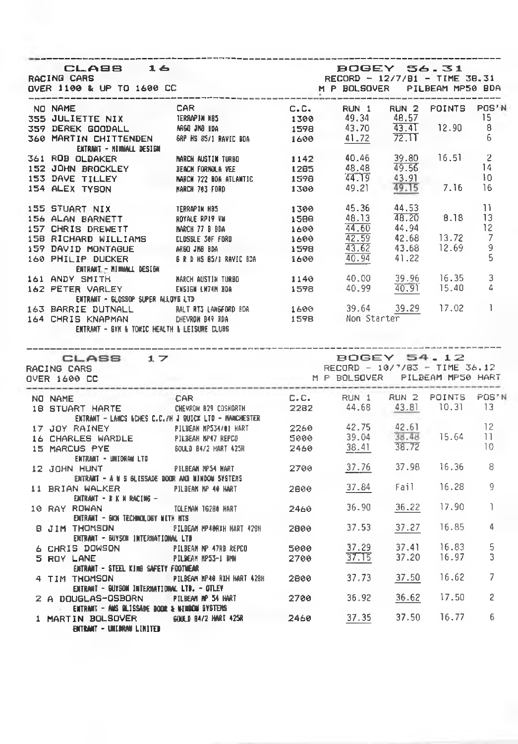## CLASS 16

RACING CARS
OVER 1100 & UP TO 1600 CC

BOGEY 56.31
RECORD - 12/7/81 - TIME 38.31
M P BOLSOVER PILBEAM MP50 BDA

| NO | NAME | CAR | C.C. | RUN 1 | RUN 2 | POINTS | POS'N |
|---|---|---|---|---|---|---|---|
| 355 | JULIETTE NIX | TERRAPIN H85 | 1300 | 49.34 | 48.57 | | 15 |
| 359 | DEREK GOODALL | ARGO JM8 BDA | 1598 | 43.70 | 43.41 | 12.90 | 8 |
| 360 | MARTIN CHITTENDEN<br>ENTRANT - MINMALL DESIGN | GRP HS 85/1 RAVIC BDA | 1600 | 41.72 | 72.11 | | 6 |
| 361 | ROB OLDAKER | MARCH AUSTIN TURBO | 1142 | 40.46 | 39.80 | 16.51 | 2 |
| 152 | JOHN BROCKLEY | BEACH FORMULA VEE | 1285 | 48.48 | 49.56 | | 14 |
| 153 | DAVE TILLEY | MARCH 722 BDA ATLANTIC | 1598 | 44.19 | 43.91 | | 10 |
| 154 | ALEX TYSON | MARCH 703 FORD | 1300 | 49.21 | 49.15 | 7.16 | 16 |
| 155 | STUART NIX | TERRAPIN H85 | 1300 | 45.36 | 44.53 | | 11 |
| 156 | ALAN BARNETT | ROYALE RP19 VW | 1588 | 48.13 | 48.20 | 8.18 | 13 |
| 157 | CHRIS DREWETT | MARCH 77 B BDA | 1600 | 44.60 | 44.94 | | 12 |
| 158 | RICHARD WILLIAMS | CLOSSLE 30F FORD | 1600 | 42.59 | 42.68 | 13.72 | 7 |
| 159 | DAVID MONTAGUE | ARGO JM8 BDA | 1598 | 43.62 | 43.68 | 12.69 | 9 |
| 160 | PHILIP DUCKER<br>ENTRANT - MINMALL DESIGN | G R D HS 85/1 RAVIC BDA | 1600 | 40.94 | 41.22 | | 5 |
| 161 | ANDY SMITH | MARCH AUSTIN TURBO | 1140 | 40.00 | 39.96 | 16.35 | 3 |
| 162 | PETER VARLEY<br>ENTRANT - GLOSSOP SUPER ALLOYS LTD | ENSIGN LN74M BDA | 1598 | 40.99 | 40.91 | 15.40 | 4 |
| 163 | BARRIE DUTNALL | RALT RT3 LANGFORD BDA | 1600 | 39.64 | 39.29 | 17.02 | 1 |
| 164 | CHRIS KNAPMAN<br>ENTRANT - GYM & TONIC HEALTH & LEISURE CLUBS | CHEVRON B49 BDA | 1598 | Non Starter | | | |

## CLASS 17

RACING CARS
OVER 1600 CC

BOGEY 54.12
RECORD - 10/7/83 - TIME 36.12
M P BOLSOVER PILBEAM MP50 HART

| NO | NAME | CAR | C.C. | RUN 1 | RUN 2 | POINTS | POS'N |
|---|---|---|---|---|---|---|---|
| 18 | STUART HARTE<br>ENTRANT - LANCS &CHES C.C./H J QUICK LTD - MANCHESTER | CHEVRON B29 COSWORTH | 2282 | 44.68 | 43.81 | 10.31 | 13 |
| 17 | JOY RAINEY | PILBEAM MP53#/01 HART | 2260 | 42.75 | 42.61 | | 12 |
| 16 | CHARLES WARDLE | PILBEAM MP47 REPCO | 5000 | 39.04 | 38.48 | 15.64 | 11 |
| 15 | MARCUS PYE<br>ENTRANT - UNIDRAM LTD | GOULD 84/2 HART 425R | 2460 | 38.41 | 38.72 | | 10 |
| 12 | JOHN HUNT<br>ENTRANT - A W S GLISSADE DOOR AND WINDOW SYSTEMS | PILBEAM MP54 HART | 2700 | 37.76 | 37.98 | 16.36 | 8 |
| 11 | BRIAN WALKER<br>ENTRANT - B K W RACING - | PILBEAM MP 40 HART | 2800 | 37.84 | Fail | 16.28 | 9 |
| 10 | RAY ROWAN<br>ENTRANT - GKN TECHNOLOGY WITH MTS | TOLEMAN TG280 HART | 2460 | 36.90 | 36.22 | 17.90 | 1 |
| 8 | JIM THOMSON<br>ENTRANT - GUYSON INTERNATIONAL LTD | PILBEAM MP40RXH HART 420H | 2800 | 37.53 | 37.27 | 16.85 | 4 |
| 6 | CHRIS DOWSON | PILBEAM MP 47RB REPCO | 5000 | 37.29 | 37.41 | 16.83 | 5 |
| 5 | ROY LANE<br>ENTRANT - STEEL KING SAFETY FOOTWEAR | PILBEAM MP53-1 BMW | 2700 | 37.15 | 37.20 | 16.97 | 3 |
| 4 | TIM THOMSON<br>ENTRANT - GUYSON INTERNATIONAL LTD. - OTLEY | PILBEAM MP40 RXH HART 420H | 2800 | 37.73 | 37.50 | 16.62 | 7 |
| 2 | A DOUGLAS-OSBORN<br>ENTRANT - AWS GLISSADE DOOR & WINDOW SYSTEMS | PILBEAM MP 54 HART | 2700 | 36.92 | 36.62 | 17.50 | 2 |
| 1 | MARTIN BOLSOVER<br>ENTRANT - UNIDRAM LIMITED | GOULD 84/2 HART 425R | 2460 | 37.35 | 37.50 | 16.77 | 6 |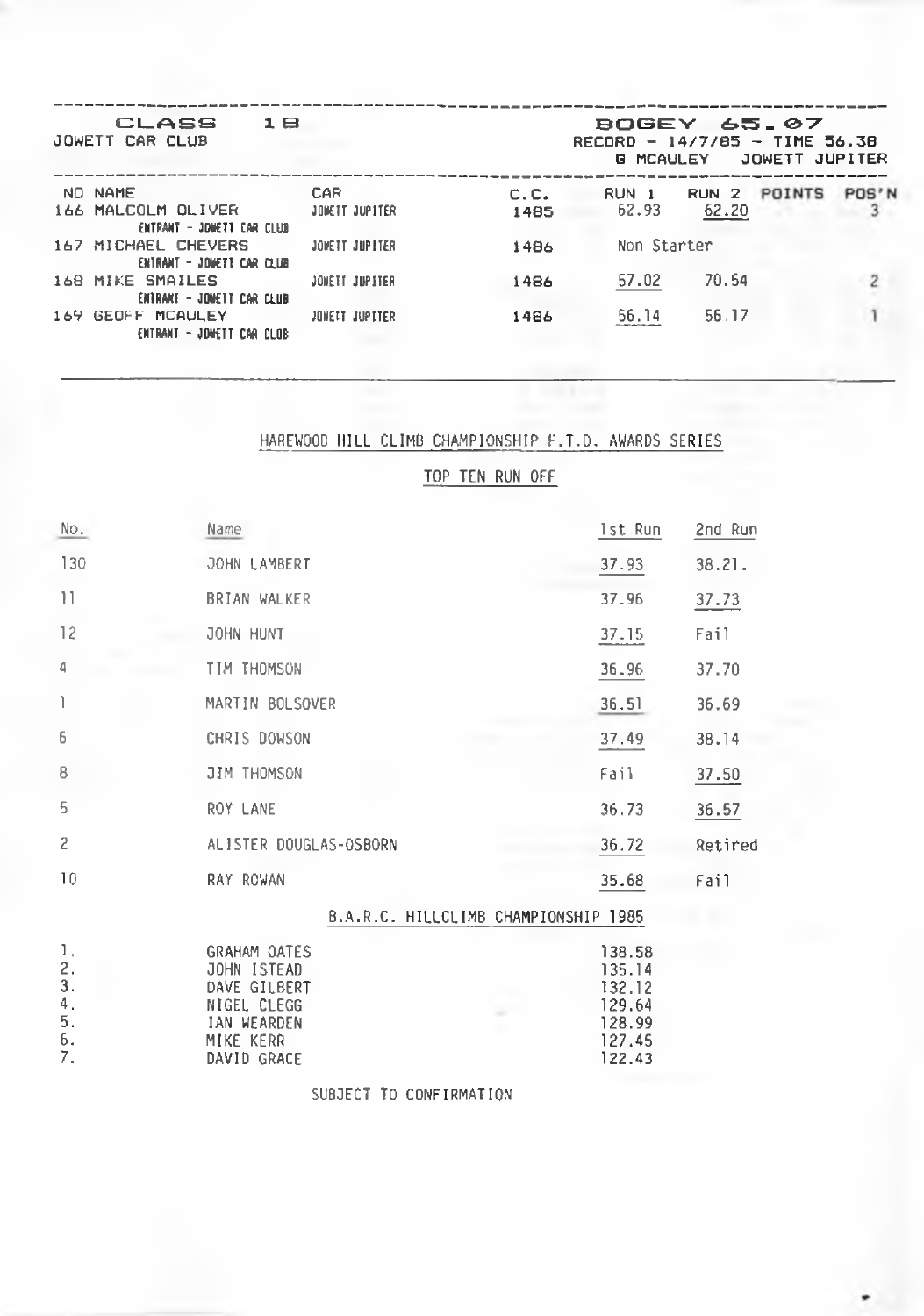**CLASS 18**
JOWETT CAR CLUB

**BOGEY 65.07**
RECORD - 14/7/85 - TIME 56.38
G MCAULEY JOWETT JUPITER

| NO | NAME | CAR | C.C. | RUN 1 | RUN 2 | POINTS | POS'N |
|---|---|---|---|---|---|---|---|
| 166 | MALCOLM OLIVER<br>ENTRANT - JOWETT CAR CLUB | JOWETT JUPITER | 1485 | 62.93 | 62.20 | | 3 |
| 167 | MICHAEL CHEVERS<br>ENTRANT - JOWETT CAR CLUB | JOWETT JUPITER | 1486 | Non Starter | | | |
| 168 | MIKE SMAILES<br>ENTRANT - JOWETT CAR CLUB | JOWETT JUPITER | 1486 | 57.02 | 70.54 | | 2 |
| 169 | GEOFF MCAULEY<br>ENTRANT - JOWETT CAR CLUB | JOWETT JUPITER | 1486 | 56.14 | 56.17 | | 1 |

## HAREWOOD HILL CLIMB CHAMPIONSHIP F.T.D. AWARDS SERIES

### TOP TEN RUN OFF

| No. | Name | 1st Run | 2nd Run |
|---|---|---|---|
| 130 | JOHN LAMBERT | 37.93 | 38.21. |
| 11 | BRIAN WALKER | 37.96 | 37.73 |
| 12 | JOHN HUNT | 37.15 | Fail |
| 4 | TIM THOMSON | 36.96 | 37.70 |
| 1 | MARTIN BOLSOVER | 36.51 | 36.69 |
| 6 | CHRIS DOWSON | 37.49 | 38.14 |
| 8 | JIM THOMSON | Fail | 37.50 |
| 5 | ROY LANE | 36.73 | 36.57 |
| 2 | ALISTER DOUGLAS-OSBORN | 36.72 | Retired |
| 10 | RAY ROWAN | 35.68 | Fail |

### B.A.R.C. HILLCLIMB CHAMPIONSHIP 1985

| | | |
|---|---|---|
| 1. | GRAHAM OATES | 138.58 |
| 2. | JOHN ISTEAD | 135.14 |
| 3. | DAVE GILBERT | 132.12 |
| 4. | NIGEL CLEGG | 129.64 |
| 5. | IAN WEARDEN | 128.99 |
| 6. | MIKE KERR | 127.45 |
| 7. | DAVID GRACE | 122.43 |

SUBJECT TO CONFIRMATION